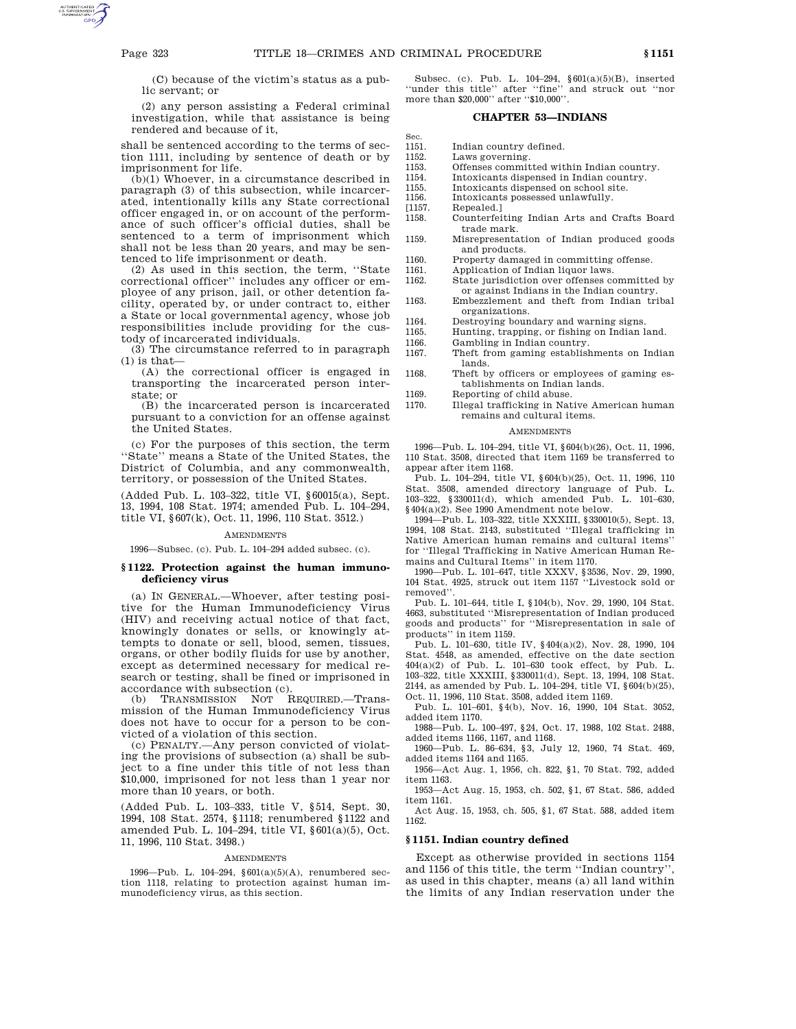(C) because of the victim's status as a public servant; or

(2) any person assisting a Federal criminal investigation, while that assistance is being rendered and because of it,

shall be sentenced according to the terms of section 1111, including by sentence of death or by imprisonment for life.

(b)(1) Whoever, in a circumstance described in paragraph (3) of this subsection, while incarcerated, intentionally kills any State correctional officer engaged in, or on account of the performance of such officer's official duties, shall be sentenced to a term of imprisonment which shall not be less than 20 years, and may be sentenced to life imprisonment or death.

(2) As used in this section, the term, ''State correctional officer'' includes any officer or employee of any prison, jail, or other detention facility, operated by, or under contract to, either a State or local governmental agency, whose job responsibilities include providing for the custody of incarcerated individuals.

(3) The circumstance referred to in paragraph (1) is that—

(A) the correctional officer is engaged in transporting the incarcerated person interstate; or

(B) the incarcerated person is incarcerated pursuant to a conviction for an offense against the United States.

(c) For the purposes of this section, the term ''State'' means a State of the United States, the District of Columbia, and any commonwealth, territory, or possession of the United States.

(Added Pub. L. 103–322, title VI, §60015(a), Sept. 13, 1994, 108 Stat. 1974; amended Pub. L. 104–294, title VI, §607(k), Oct. 11, 1996, 110 Stat. 3512.)

AMENDMENTS

1996—Subsec. (c). Pub. L. 104–294 added subsec. (c).

### §1122. Protection against the human immunodeficiency virus

(a) IN GENERAL.—Whoever, after testing positive for the Human Immunodeficiency Virus (HIV) and receiving actual notice of that fact, knowingly donates or sells, or knowingly attempts to donate or sell, blood, semen, tissues, organs, or other bodily fluids for use by another, except as determined necessary for medical research or testing, shall be fined or imprisoned in accordance with subsection (c).

(b) TRANSMISSION NOT REQUIRED.—Transmission of the Human Immunodeficiency Virus does not have to occur for a person to be convicted of a violation of this section.

(c) PENALTY.—Any person convicted of violating the provisions of subsection (a) shall be subject to a fine under this title of not less than $10,000, imprisoned for not less than 1 year nor more than 10 years, or both.

(Added Pub. L. 103–333, title V, §514, Sept. 30, 1994, 108 Stat. 2574, §1118; renumbered §1122 and amended Pub. L. 104–294, title VI, §601(a)(5), Oct. 11, 1996, 110 Stat. 3498.)

AMENDMENTS

1996—Pub. L. 104–294, §601(a)(5)(A), renumbered section 1118, relating to protection against human immunodeficiency virus, as this section.

Subsec. (c). Pub. L. 104–294, §601(a)(5)(B), inserted ''under this title'' after ''fine'' and struck out ''nor more than $20,000'' after ''$10,000''.

## CHAPTER 53—INDIANS

| Sec. | |
|---|---|
| 1151. | Indian country defined. |
| 1152. | Laws governing. |
| 1153. | Offenses committed within Indian country. |
| 1154. | Intoxicants dispensed in Indian country. |
| 1155. | Intoxicants dispensed on school site. |
| 1156. | Intoxicants possessed unlawfully. |
| [1157. | Repealed.] |
| 1158. | Counterfeiting Indian Arts and Crafts Board trade mark. |
| 1159. | Misrepresentation of Indian produced goods and products. |
| 1160. | Property damaged in committing offense. |
| 1161. | Application of Indian liquor laws. |
| 1162. | State jurisdiction over offenses committed by or against Indians in the Indian country. |
| 1163. | Embezzlement and theft from Indian tribal organizations. |
| 1164. | Destroying boundary and warning signs. |
| 1165. | Hunting, trapping, or fishing on Indian land. |
| 1166. | Gambling in Indian country. |
| 1167. | Theft from gaming establishments on Indian lands. |
| 1168. | Theft by officers or employees of gaming establishments on Indian lands. |
| 1169. | Reporting of child abuse. |
| 1170. | Illegal trafficking in Native American human remains and cultural items. |

AMENDMENTS

1996—Pub. L. 104–294, title VI, §604(b)(26), Oct. 11, 1996, 110 Stat. 3508, directed that item 1169 be transferred to appear after item 1168.

Pub. L. 104–294, title VI, §604(b)(25), Oct. 11, 1996, 110 Stat. 3508, amended directory language of Pub. L. 103–322, §330011(d), which amended Pub. L. 101–630, §404(a)(2). See 1990 Amendment note below.

1994—Pub. L. 103–322, title XXXIII, §330010(5), Sept. 13, 1994, 108 Stat. 2143, substituted ''Illegal trafficking in Native American human remains and cultural items'' for ''Illegal Trafficking in Native American Human Remains and Cultural Items'' in item 1170.

1990—Pub. L. 101–647, title XXXV, §3536, Nov. 29, 1990, 104 Stat. 4925, struck out item 1157 ''Livestock sold or removed''.

Pub. L. 101–644, title I, §104(b), Nov. 29, 1990, 104 Stat. 4663, substituted ''Misrepresentation of Indian produced goods and products'' for ''Misrepresentation in sale of products'' in item 1159.

Pub. L. 101–630, title IV, §404(a)(2), Nov. 28, 1990, 104 Stat. 4548, as amended, effective on the date section 404(a)(2) of Pub. L. 101–630 took effect, by Pub. L. 103–322, title XXXIII, §330011(d), Sept. 13, 1994, 108 Stat. 2144, as amended by Pub. L. 104–294, title VI, §604(b)(25), Oct. 11, 1996, 110 Stat. 3508, added item 1169.

Pub. L. 101–601, §4(b), Nov. 16, 1990, 104 Stat. 3052, added item 1170.

1988—Pub. L. 100–497, §24, Oct. 17, 1988, 102 Stat. 2488, added items 1166, 1167, and 1168.

1960—Pub. L. 86–634, §3, July 12, 1960, 74 Stat. 469, added items 1164 and 1165.

1956—Act Aug. 1, 1956, ch. 822, §1, 70 Stat. 792, added item 1163.

1953—Act Aug. 15, 1953, ch. 502, §1, 67 Stat. 586, added item 1161.

Act Aug. 15, 1953, ch. 505, §1, 67 Stat. 588, added item 1162.

### §1151. Indian country defined

Except as otherwise provided in sections 1154 and 1156 of this title, the term ''Indian country'', as used in this chapter, means (a) all land within the limits of any Indian reservation under the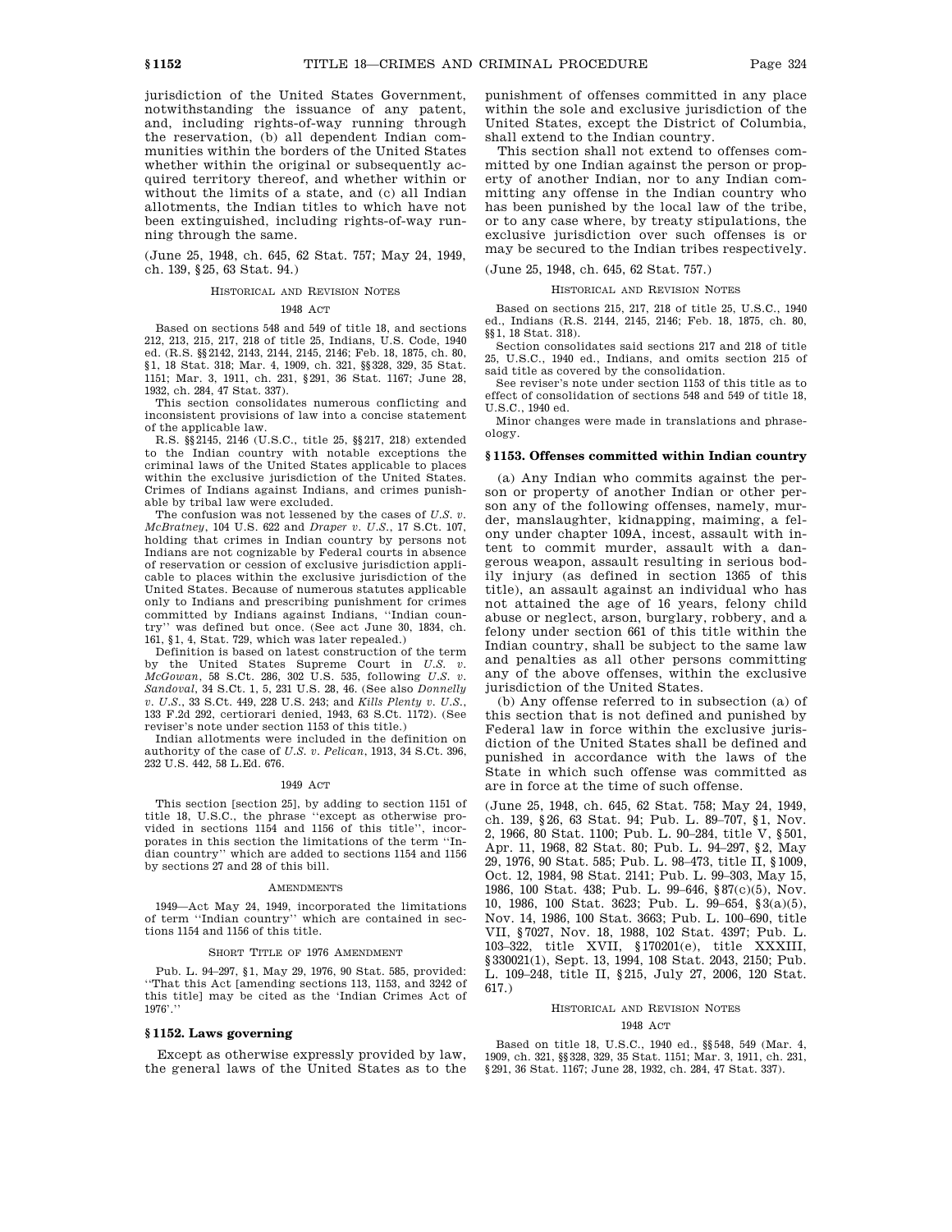jurisdiction of the United States Government, notwithstanding the issuance of any patent, and, including rights-of-way running through the reservation, (b) all dependent Indian communities within the borders of the United States whether within the original or subsequently acquired territory thereof, and whether within or without the limits of a state, and (c) all Indian allotments, the Indian titles to which have not been extinguished, including rights-of-way running through the same.

(June 25, 1948, ch. 645, 62 Stat. 757; May 24, 1949, ch. 139, §25, 63 Stat. 94.)

HISTORICAL AND REVISION NOTES

1948 ACT

Based on sections 548 and 549 of title 18, and sections 212, 213, 215, 217, 218 of title 25, Indians, U.S. Code, 1940 ed. (R.S. §§2142, 2143, 2144, 2145, 2146; Feb. 18, 1875, ch. 80, §1, 18 Stat. 318; Mar. 4, 1909, ch. 321, §§328, 329, 35 Stat. 1151; Mar. 3, 1911, ch. 231, §291, 36 Stat. 1167; June 28, 1932, ch. 284, 47 Stat. 337).

This section consolidates numerous conflicting and inconsistent provisions of law into a concise statement of the applicable law.

R.S. §§2145, 2146 (U.S.C., title 25, §§217, 218) extended to the Indian country with notable exceptions the criminal laws of the United States applicable to places within the exclusive jurisdiction of the United States. Crimes of Indians against Indians, and crimes punishable by tribal law were excluded.

The confusion was not lessened by the cases of *U.S. v. McBratney*, 104 U.S. 622 and *Draper v. U.S.*, 17 S.Ct. 107, holding that crimes in Indian country by persons not Indians are not cognizable by Federal courts in absence of reservation or cession of exclusive jurisdiction applicable to places within the exclusive jurisdiction of the United States. Because of numerous statutes applicable only to Indians and prescribing punishment for crimes committed by Indians against Indians, "Indian country" was defined but once. (See act June 30, 1834, ch. 161, §1, 4, Stat. 729, which was later repealed.)

Definition is based on latest construction of the term by the United States Supreme Court in *U.S. v. McGowan*, 58 S.Ct. 286, 302 U.S. 535, following *U.S. v. Sandoval*, 34 S.Ct. 1, 5, 231 U.S. 28, 46. (See also *Donnelly v. U.S.*, 33 S.Ct. 449, 228 U.S. 243; and *Kills Plenty v. U.S.*, 133 F.2d 292, certiorari denied, 1943, 63 S.Ct. 1172). (See reviser's note under section 1153 of this title.)

Indian allotments were included in the definition on authority of the case of *U.S. v. Pelican*, 1913, 34 S.Ct. 396, 232 U.S. 442, 58 L.Ed. 676.

1949 ACT

This section [section 25], by adding to section 1151 of title 18, U.S.C., the phrase "except as otherwise provided in sections 1154 and 1156 of this title", incorporates in this section the limitations of the term "Indian country" which are added to sections 1154 and 1156 by sections 27 and 28 of this bill.

AMENDMENTS

1949—Act May 24, 1949, incorporated the limitations of term "Indian country" which are contained in sections 1154 and 1156 of this title.

SHORT TITLE OF 1976 AMENDMENT

Pub. L. 94–297, §1, May 29, 1976, 90 Stat. 585, provided: "That this Act [amending sections 113, 1153, and 3242 of this title] may be cited as the 'Indian Crimes Act of 1976'."

### §1152. Laws governing

Except as otherwise expressly provided by law, the general laws of the United States as to the punishment of offenses committed in any place within the sole and exclusive jurisdiction of the United States, except the District of Columbia, shall extend to the Indian country.

This section shall not extend to offenses committed by one Indian against the person or property of another Indian, nor to any Indian committing any offense in the Indian country who has been punished by the local law of the tribe, or to any case where, by treaty stipulations, the exclusive jurisdiction over such offenses is or may be secured to the Indian tribes respectively.

(June 25, 1948, ch. 645, 62 Stat. 757.)

HISTORICAL AND REVISION NOTES

Based on sections 215, 217, 218 of title 25, U.S.C., 1940 ed., Indians (R.S. 2144, 2145, 2146; Feb. 18, 1875, ch. 80, §§1, 18 Stat. 318).

Section consolidates said sections 217 and 218 of title 25, U.S.C., 1940 ed., Indians, and omits section 215 of said title as covered by the consolidation.

See reviser's note under section 1153 of this title as to effect of consolidation of sections 548 and 549 of title 18, U.S.C., 1940 ed.

Minor changes were made in translations and phraseology.

### §1153. Offenses committed within Indian country

(a) Any Indian who commits against the person or property of another Indian or other person any of the following offenses, namely, murder, manslaughter, kidnapping, maiming, a felony under chapter 109A, incest, assault with intent to commit murder, assault with a dangerous weapon, assault resulting in serious bodily injury (as defined in section 1365 of this title), an assault against an individual who has not attained the age of 16 years, felony child abuse or neglect, arson, burglary, robbery, and a felony under section 661 of this title within the Indian country, shall be subject to the same law and penalties as all other persons committing any of the above offenses, within the exclusive jurisdiction of the United States.

(b) Any offense referred to in subsection (a) of this section that is not defined and punished by Federal law in force within the exclusive jurisdiction of the United States shall be defined and punished in accordance with the laws of the State in which such offense was committed as are in force at the time of such offense.

(June 25, 1948, ch. 645, 62 Stat. 758; May 24, 1949, ch. 139, §26, 63 Stat. 94; Pub. L. 89–707, §1, Nov. 2, 1966, 80 Stat. 1100; Pub. L. 90–284, title V, §501, Apr. 11, 1968, 82 Stat. 80; Pub. L. 94–297, §2, May 29, 1976, 90 Stat. 585; Pub. L. 98–473, title II, §1009, Oct. 12, 1984, 98 Stat. 2141; Pub. L. 99–303, May 15, 1986, 100 Stat. 438; Pub. L. 99–646, §87(c)(5), Nov. 10, 1986, 100 Stat. 3623; Pub. L. 99–654, §3(a)(5), Nov. 14, 1986, 100 Stat. 3663; Pub. L. 100–690, title VII, §7027, Nov. 18, 1988, 102 Stat. 4397; Pub. L. 103–322, title XVII, §170201(e), title XXXIII, §330021(1), Sept. 13, 1994, 108 Stat. 2043, 2150; Pub. L. 109–248, title II, §215, July 27, 2006, 120 Stat. 617.)

HISTORICAL AND REVISION NOTES

1948 ACT

Based on title 18, U.S.C., 1940 ed., §§548, 549 (Mar. 4, 1909, ch. 321, §§328, 329, 35 Stat. 1151; Mar. 3, 1911, ch. 231, §291, 36 Stat. 1167; June 28, 1932, ch. 284, 47 Stat. 337).